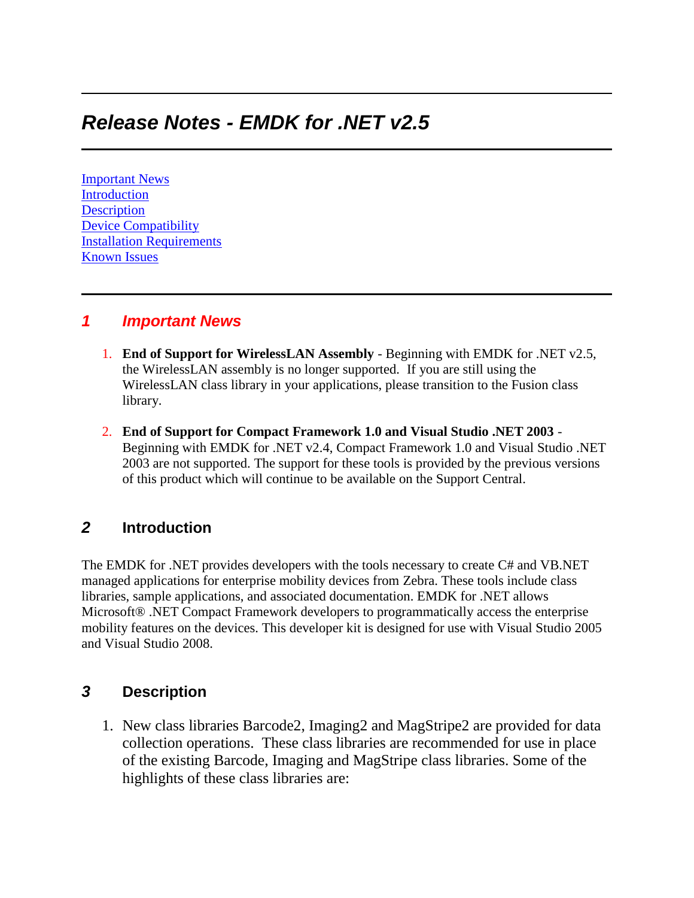# *Release Notes - EMDK for .NET v2.5*

[Important News](#)
[Introduction](#)
[Description](#)
[Device Compatibility](#)
[Installation Requirements](#)
[Known Issues](#)

## *1 Important News*

1. **End of Support for WirelessLAN Assembly** - Beginning with EMDK for .NET v2.5, the WirelessLAN assembly is no longer supported. If you are still using the WirelessLAN class library in your applications, please transition to the Fusion class library.

2. **End of Support for Compact Framework 1.0 and Visual Studio .NET 2003** - Beginning with EMDK for .NET v2.4, Compact Framework 1.0 and Visual Studio .NET 2003 are not supported. The support for these tools is provided by the previous versions of this product which will continue to be available on the Support Central.

## *2* Introduction

The EMDK for .NET provides developers with the tools necessary to create C# and VB.NET managed applications for enterprise mobility devices from Zebra. These tools include class libraries, sample applications, and associated documentation. EMDK for .NET allows Microsoft® .NET Compact Framework developers to programmatically access the enterprise mobility features on the devices. This developer kit is designed for use with Visual Studio 2005 and Visual Studio 2008.

## *3* Description

1. New class libraries Barcode2, Imaging2 and MagStripe2 are provided for data collection operations. These class libraries are recommended for use in place of the existing Barcode, Imaging and MagStripe class libraries. Some of the highlights of these class libraries are: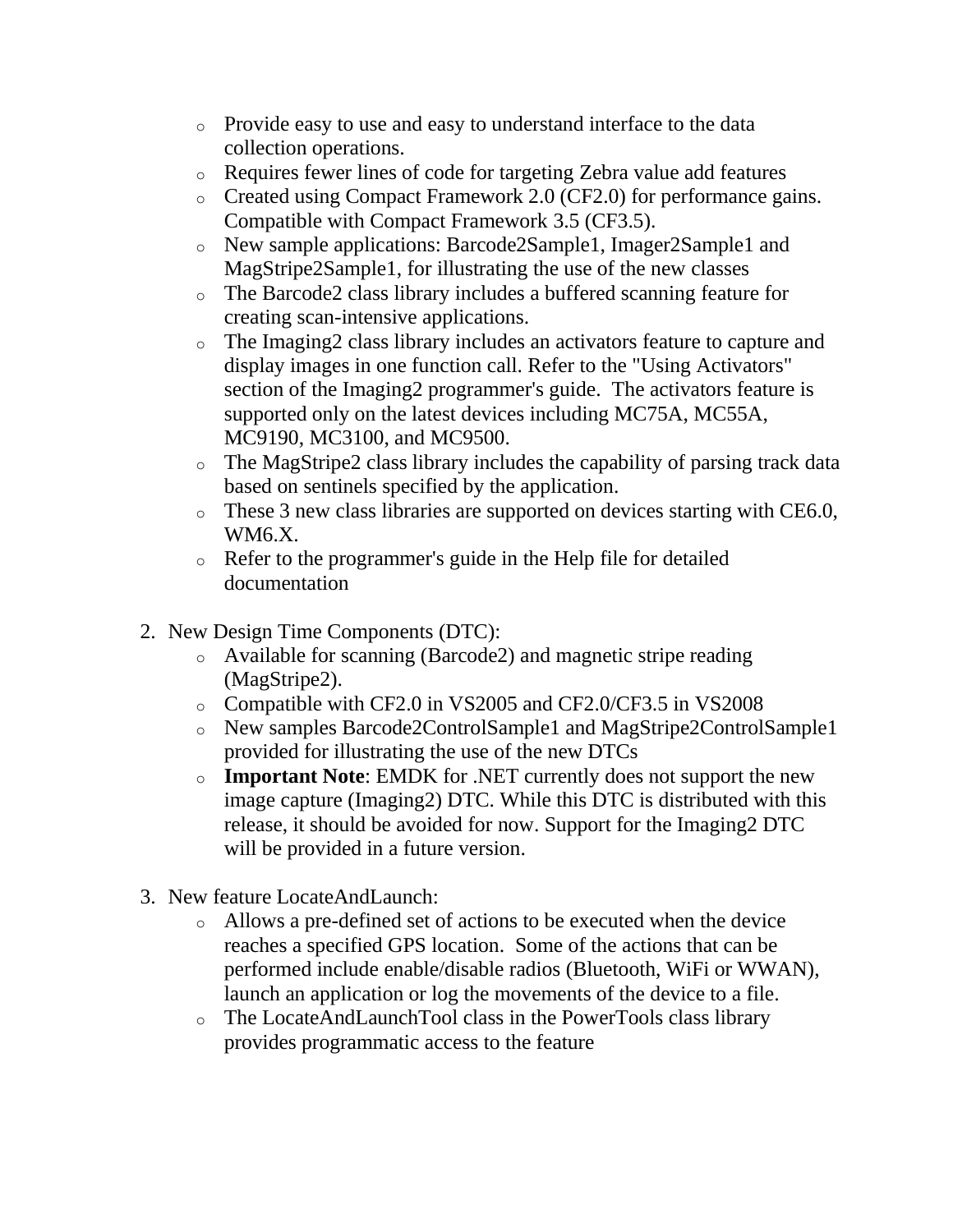- Provide easy to use and easy to understand interface to the data collection operations.
- Requires fewer lines of code for targeting Zebra value add features
- Created using Compact Framework 2.0 (CF2.0) for performance gains. Compatible with Compact Framework 3.5 (CF3.5).
- New sample applications: Barcode2Sample1, Imager2Sample1 and MagStripe2Sample1, for illustrating the use of the new classes
- The Barcode2 class library includes a buffered scanning feature for creating scan-intensive applications.
- The Imaging2 class library includes an activators feature to capture and display images in one function call. Refer to the "Using Activators" section of the Imaging2 programmer's guide. The activators feature is supported only on the latest devices including MC75A, MC55A, MC9190, MC3100, and MC9500.
- The MagStripe2 class library includes the capability of parsing track data based on sentinels specified by the application.
- These 3 new class libraries are supported on devices starting with CE6.0, WM6.X.
- Refer to the programmer's guide in the Help file for detailed documentation

2. New Design Time Components (DTC):
    - Available for scanning (Barcode2) and magnetic stripe reading (MagStripe2).
    - Compatible with CF2.0 in VS2005 and CF2.0/CF3.5 in VS2008
    - New samples Barcode2ControlSample1 and MagStripe2ControlSample1 provided for illustrating the use of the new DTCs
    - **Important Note**: EMDK for .NET currently does not support the new image capture (Imaging2) DTC. While this DTC is distributed with this release, it should be avoided for now. Support for the Imaging2 DTC will be provided in a future version.

3. New feature LocateAndLaunch:
    - Allows a pre-defined set of actions to be executed when the device reaches a specified GPS location. Some of the actions that can be performed include enable/disable radios (Bluetooth, WiFi or WWAN), launch an application or log the movements of the device to a file.
    - The LocateAndLaunchTool class in the PowerTools class library provides programmatic access to the feature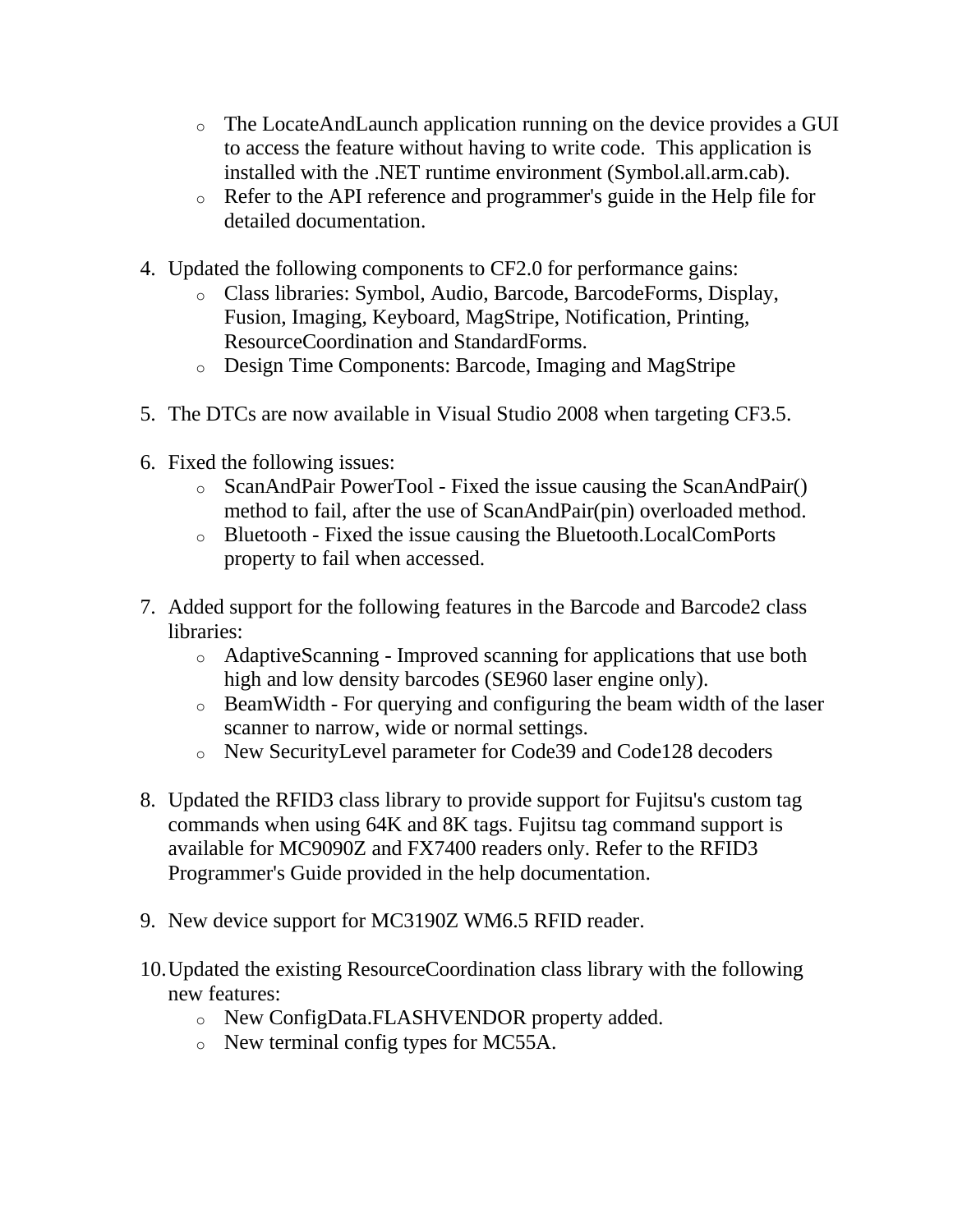- The LocateAndLaunch application running on the device provides a GUI to access the feature without having to write code. This application is installed with the .NET runtime environment (Symbol.all.arm.cab).
   - Refer to the API reference and programmer's guide in the Help file for detailed documentation.

4. Updated the following components to CF2.0 for performance gains:
   - Class libraries: Symbol, Audio, Barcode, BarcodeForms, Display, Fusion, Imaging, Keyboard, MagStripe, Notification, Printing, ResourceCoordination and StandardForms.
   - Design Time Components: Barcode, Imaging and MagStripe

5. The DTCs are now available in Visual Studio 2008 when targeting CF3.5.

6. Fixed the following issues:
   - ScanAndPair PowerTool - Fixed the issue causing the ScanAndPair() method to fail, after the use of ScanAndPair(pin) overloaded method.
   - Bluetooth - Fixed the issue causing the Bluetooth.LocalComPorts property to fail when accessed.

7. Added support for the following features in the Barcode and Barcode2 class libraries:
   - AdaptiveScanning - Improved scanning for applications that use both high and low density barcodes (SE960 laser engine only).
   - BeamWidth - For querying and configuring the beam width of the laser scanner to narrow, wide or normal settings.
   - New SecurityLevel parameter for Code39 and Code128 decoders

8. Updated the RFID3 class library to provide support for Fujitsu's custom tag commands when using 64K and 8K tags. Fujitsu tag command support is available for MC9090Z and FX7400 readers only. Refer to the RFID3 Programmer's Guide provided in the help documentation.

9. New device support for MC3190Z WM6.5 RFID reader.

10. Updated the existing ResourceCoordination class library with the following new features:
    - New ConfigData.FLASHVENDOR property added.
    - New terminal config types for MC55A.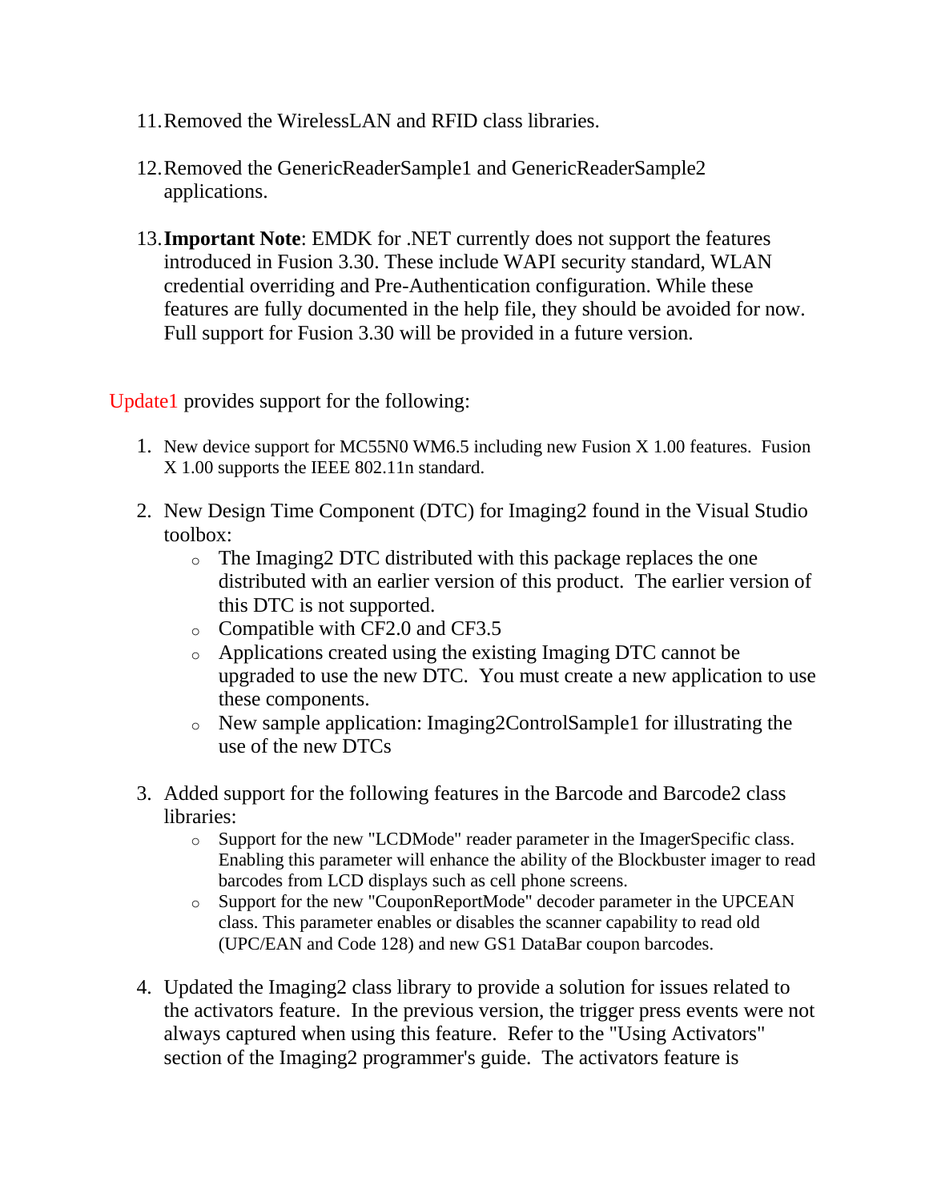11. Removed the WirelessLAN and RFID class libraries.

12. Removed the GenericReaderSample1 and GenericReaderSample2 applications.

13. **Important Note**: EMDK for .NET currently does not support the features introduced in Fusion 3.30. These include WAPI security standard, WLAN credential overriding and Pre-Authentication configuration. While these features are fully documented in the help file, they should be avoided for now. Full support for Fusion 3.30 will be provided in a future version.

Update1 provides support for the following:

1. New device support for MC55N0 WM6.5 including new Fusion X 1.00 features. Fusion X 1.00 supports the IEEE 802.11n standard.

2. New Design Time Component (DTC) for Imaging2 found in the Visual Studio toolbox:
   - The Imaging2 DTC distributed with this package replaces the one distributed with an earlier version of this product. The earlier version of this DTC is not supported.
   - Compatible with CF2.0 and CF3.5
   - Applications created using the existing Imaging DTC cannot be upgraded to use the new DTC. You must create a new application to use these components.
   - New sample application: Imaging2ControlSample1 for illustrating the use of the new DTCs

3. Added support for the following features in the Barcode and Barcode2 class libraries:
   - Support for the new "LCDMode" reader parameter in the ImagerSpecific class. Enabling this parameter will enhance the ability of the Blockbuster imager to read barcodes from LCD displays such as cell phone screens.
   - Support for the new "CouponReportMode" decoder parameter in the UPCEAN class. This parameter enables or disables the scanner capability to read old (UPC/EAN and Code 128) and new GS1 DataBar coupon barcodes.

4. Updated the Imaging2 class library to provide a solution for issues related to the activators feature. In the previous version, the trigger press events were not always captured when using this feature. Refer to the "Using Activators" section of the Imaging2 programmer's guide. The activators feature is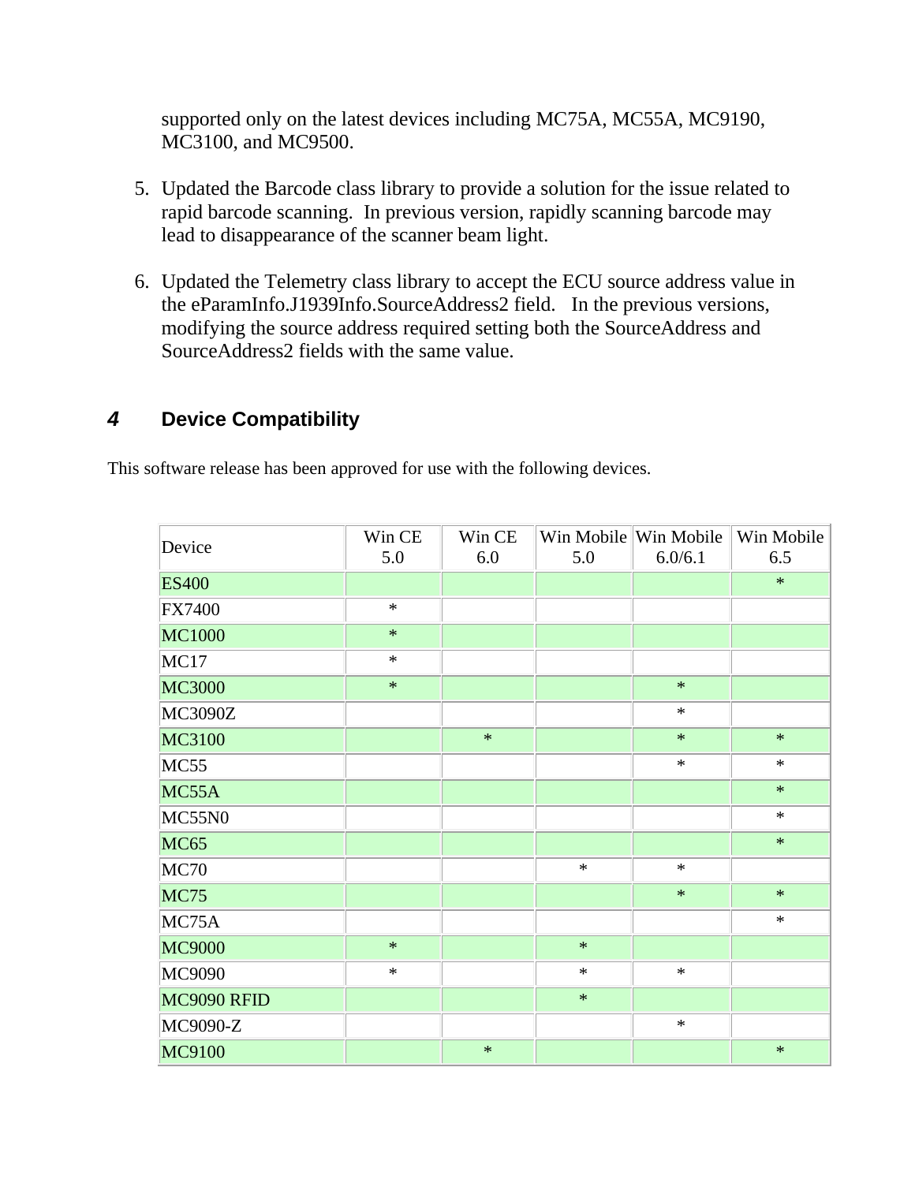supported only on the latest devices including MC75A, MC55A, MC9190, MC3100, and MC9500.

5. Updated the Barcode class library to provide a solution for the issue related to rapid barcode scanning.  In previous version, rapidly scanning barcode may lead to disappearance of the scanner beam light.

6. Updated the Telemetry class library to accept the ECU source address value in the eParamInfo.J1939Info.SourceAddress2 field.   In the previous versions, modifying the source address required setting both the SourceAddress and SourceAddress2 fields with the same value.

## 4 Device Compatibility

This software release has been approved for use with the following devices.

| Device | Win CE 5.0 | Win CE 6.0 | Win Mobile 5.0 | Win Mobile 6.0/6.1 | Win Mobile 6.5 |
|---|---|---|---|---|---|
| ES400 | | | | | * |
| FX7400 | * | | | | |
| MC1000 | * | | | | |
| MC17 | * | | | | |
| MC3000 | * | | | * | |
| MC3090Z | | | | * | |
| MC3100 | | * | | * | * |
| MC55 | | | | * | * |
| MC55A | | | | | * |
| MC55N0 | | | | | * |
| MC65 | | | | | * |
| MC70 | | | * | * | |
| MC75 | | | | * | * |
| MC75A | | | | | * |
| MC9000 | * | | * | | |
| MC9090 | * | | * | * | |
| MC9090 RFID | | | * | | |
| MC9090-Z | | | | * | |
| MC9100 | | * | | | * |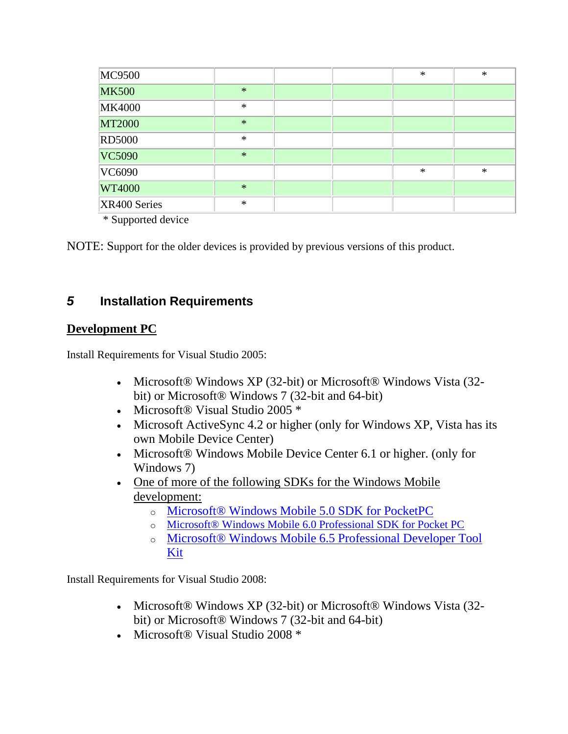| | | | | | |
|---|---|---|---|---|---|
| MC9500 | | | | * | * |
| MK500 | * | | | | |
| MK4000 | * | | | | |
| MT2000 | * | | | | |
| RD5000 | * | | | | |
| VC5090 | * | | | | |
| VC6090 | | | | * | * |
| WT4000 | * | | | | |
| XR400 Series | * | | | | |

* Supported device

NOTE: Support for the older devices is provided by previous versions of this product.

## 5 Installation Requirements

**<u>Development PC</u>**

Install Requirements for Visual Studio 2005:

- Microsoft® Windows XP (32-bit) or Microsoft® Windows Vista (32-bit) or Microsoft® Windows 7 (32-bit and 64-bit)
- Microsoft® Visual Studio 2005 *
- Microsoft ActiveSync 4.2 or higher (only for Windows XP, Vista has its own Mobile Device Center)
- Microsoft® Windows Mobile Device Center 6.1 or higher. (only for Windows 7)
- <u>One of more of the following SDKs for the Windows Mobile development:</u>
  - Microsoft® Windows Mobile 5.0 SDK for PocketPC
  - Microsoft® Windows Mobile 6.0 Professional SDK for Pocket PC
  - Microsoft® Windows Mobile 6.5 Professional Developer Tool Kit

Install Requirements for Visual Studio 2008:

- Microsoft® Windows XP (32-bit) or Microsoft® Windows Vista (32-bit) or Microsoft® Windows 7 (32-bit and 64-bit)
- Microsoft® Visual Studio 2008 *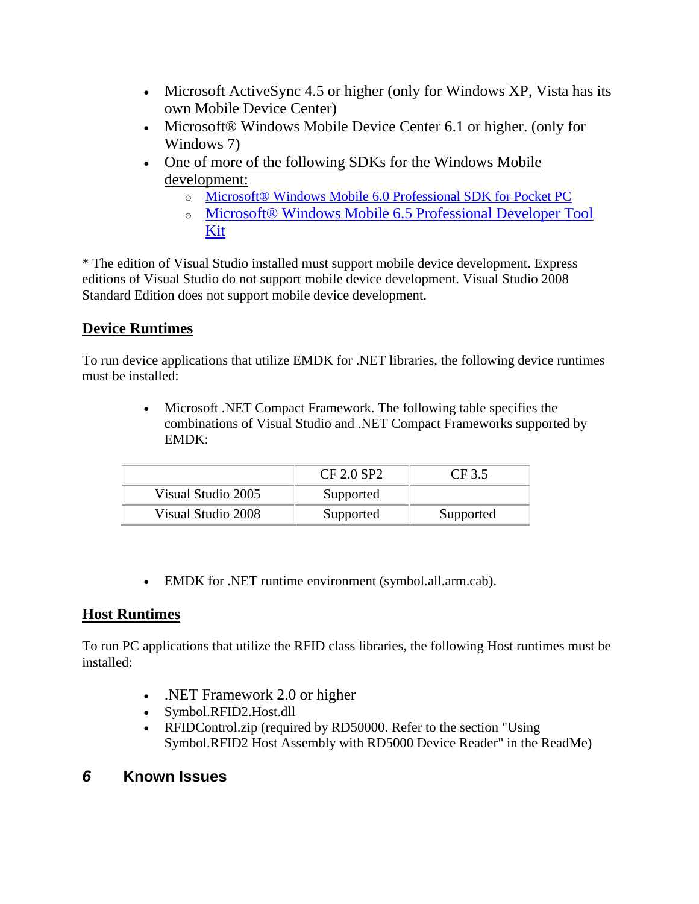- Microsoft ActiveSync 4.5 or higher (only for Windows XP, Vista has its own Mobile Device Center)
- Microsoft® Windows Mobile Device Center 6.1 or higher. (only for Windows 7)
- One of more of the following SDKs for the Windows Mobile development:
  - Microsoft® Windows Mobile 6.0 Professional SDK for Pocket PC
  - Microsoft® Windows Mobile 6.5 Professional Developer Tool Kit

* The edition of Visual Studio installed must support mobile device development. Express editions of Visual Studio do not support mobile device development. Visual Studio 2008 Standard Edition does not support mobile device development.

## Device Runtimes

To run device applications that utilize EMDK for .NET libraries, the following device runtimes must be installed:

- Microsoft .NET Compact Framework. The following table specifies the combinations of Visual Studio and .NET Compact Frameworks supported by EMDK:

| | CF 2.0 SP2 | CF 3.5 |
|---|---|---|
| Visual Studio 2005 | Supported | |
| Visual Studio 2008 | Supported | Supported |

- EMDK for .NET runtime environment (symbol.all.arm.cab).

## Host Runtimes

To run PC applications that utilize the RFID class libraries, the following Host runtimes must be installed:

- .NET Framework 2.0 or higher
- Symbol.RFID2.Host.dll
- RFIDControl.zip (required by RD50000. Refer to the section "Using Symbol.RFID2 Host Assembly with RD5000 Device Reader" in the ReadMe)

# 6 Known Issues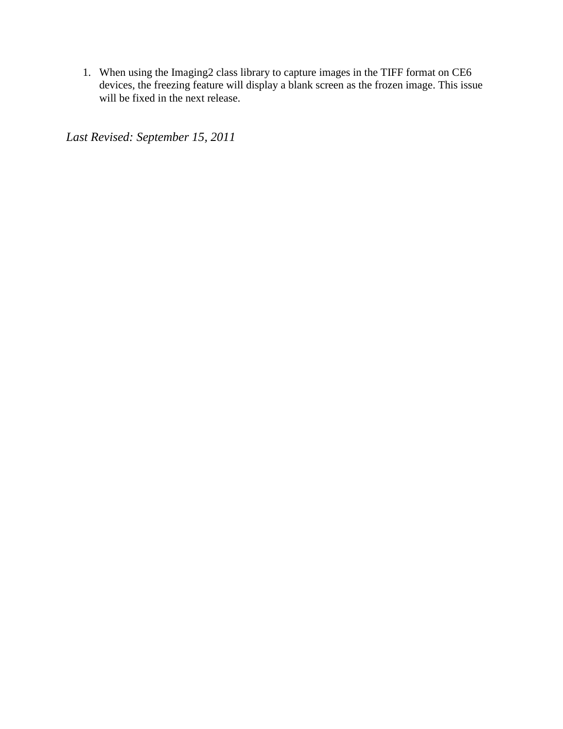1. When using the Imaging2 class library to capture images in the TIFF format on CE6 devices, the freezing feature will display a blank screen as the frozen image. This issue will be fixed in the next release.

*Last Revised: September 15, 2011*